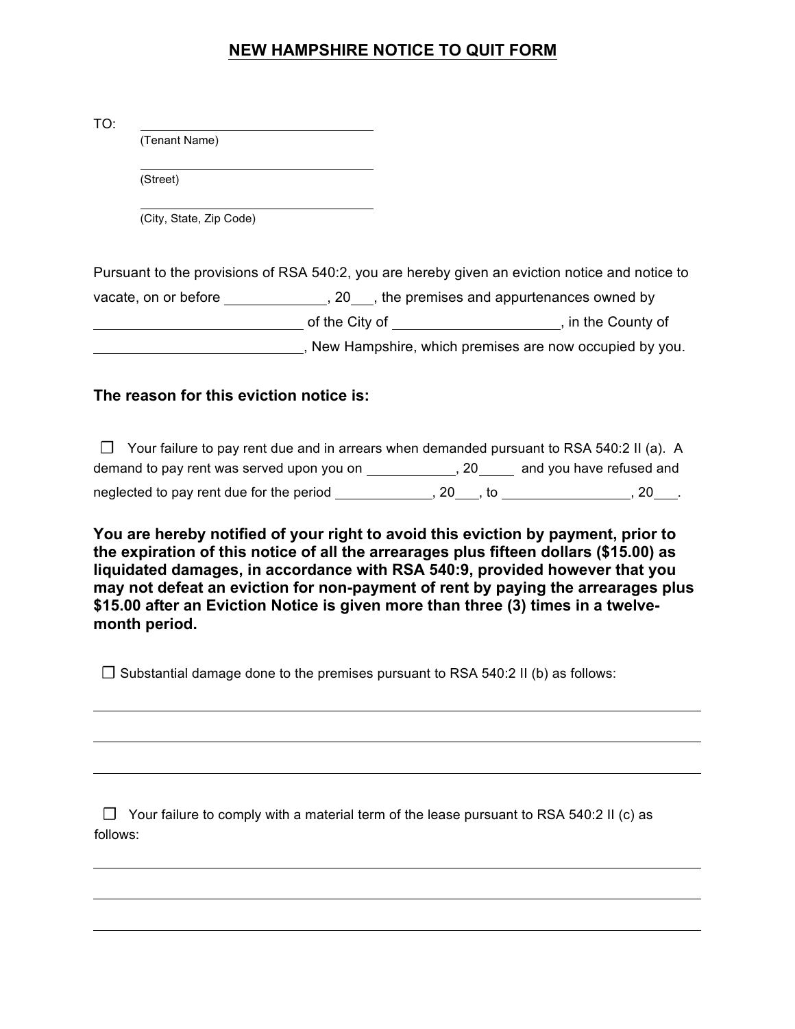# NEW HAMPSHIRE NOTICE TO QUIT FORM

TO: ______________________________
(Tenant Name)

______________________________
(Street)

______________________________
(City, State, Zip Code)

Pursuant to the provisions of RSA 540:2, you are hereby given an eviction notice and notice to vacate, on or before ____________, 20___, the premises and appurtenances owned by ________________________ of the City of ____________________, in the County of ________________________, New Hampshire, which premises are now occupied by you.

**The reason for this eviction notice is:**

☐ Your failure to pay rent due and in arrears when demanded pursuant to RSA 540:2 II (a). A demand to pay rent was served upon you on ___________, 20_____ and you have refused and neglected to pay rent due for the period ____________, 20___, to ________________, 20___.

**You are hereby notified of your right to avoid this eviction by payment, prior to the expiration of this notice of all the arrearages plus fifteen dollars ($15.00) as liquidated damages, in accordance with RSA 540:9, provided however that you may not defeat an eviction for non-payment of rent by paying the arrearages plus $15.00 after an Eviction Notice is given more than three (3) times in a twelve-month period.**

☐ Substantial damage done to the premises pursuant to RSA 540:2 II (b) as follows:

______________________________________________________________________

______________________________________________________________________

______________________________________________________________________

☐ Your failure to comply with a material term of the lease pursuant to RSA 540:2 II (c) as follows:

______________________________________________________________________

______________________________________________________________________

______________________________________________________________________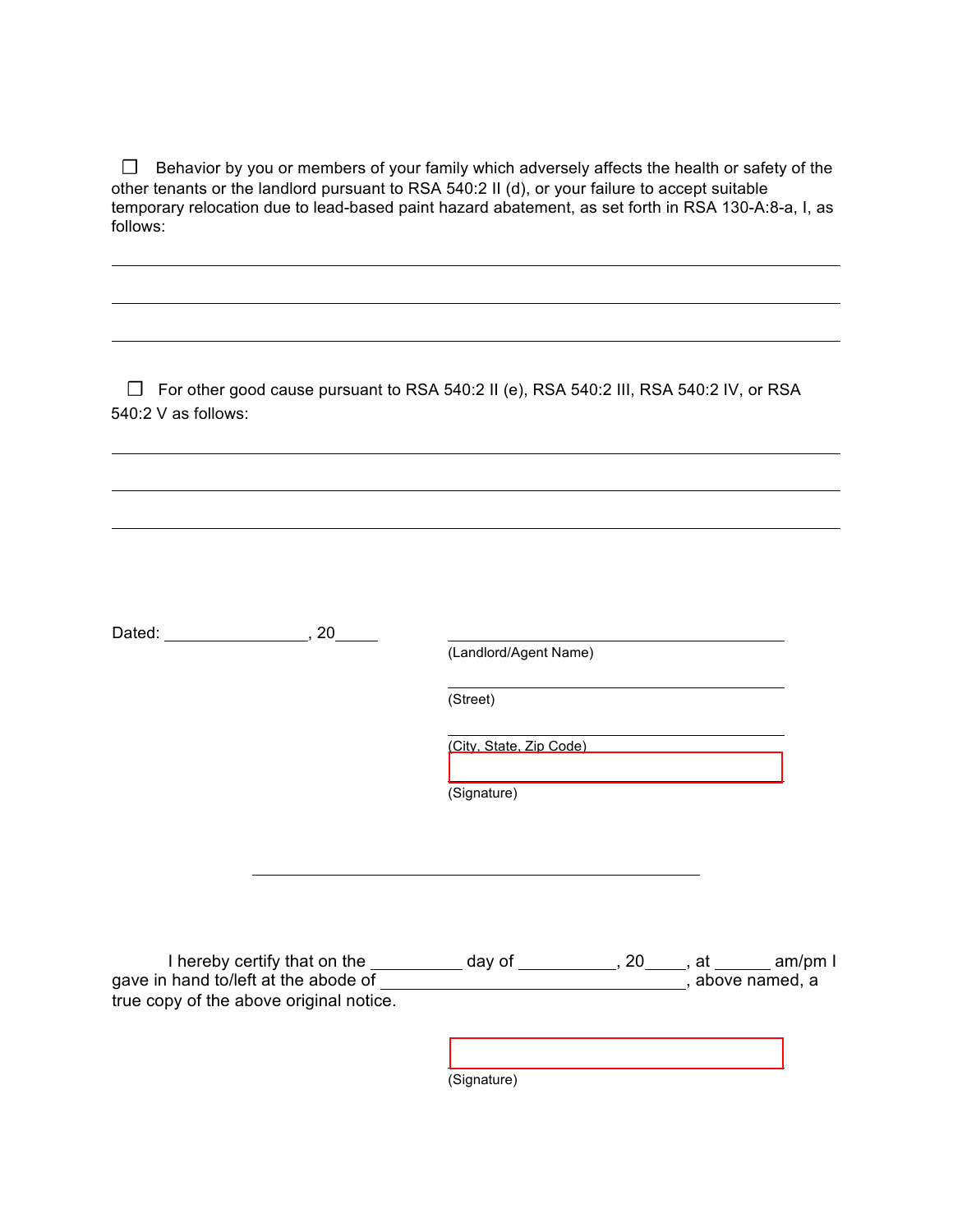☐ Behavior by you or members of your family which adversely affects the health or safety of the other tenants or the landlord pursuant to RSA 540:2 II (d), or your failure to accept suitable temporary relocation due to lead-based paint hazard abatement, as set forth in RSA 130-A:8-a, I, as follows:

______________________________________________________________________________

______________________________________________________________________________

______________________________________________________________________________

☐ For other good cause pursuant to RSA 540:2 II (e), RSA 540:2 III, RSA 540:2 IV, or RSA 540:2 V as follows:

______________________________________________________________________________

______________________________________________________________________________

______________________________________________________________________________

Dated: ________________, 20_____

______________________________
(Landlord/Agent Name)

______________________________
(Street)

______________________________
(City, State, Zip Code)

______________________________
(Signature)

---

I hereby certify that on the __________ day of ___________, 20____, at ______ am/pm I gave in hand to/left at the abode of __________________________________, above named, a true copy of the above original notice.

______________________________
(Signature)